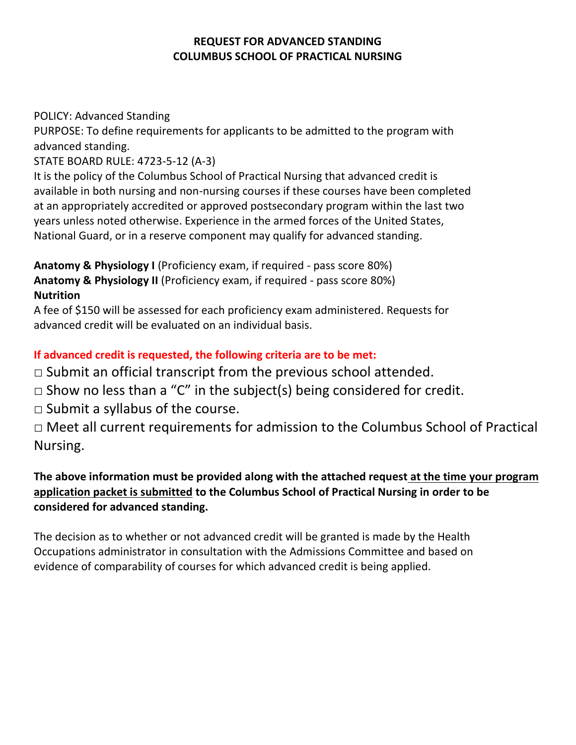# REQUEST FOR ADVANCED STANDING
# COLUMBUS SCHOOL OF PRACTICAL NURSING

POLICY: Advanced Standing

PURPOSE: To define requirements for applicants to be admitted to the program with advanced standing.

STATE BOARD RULE: 4723-5-12 (A-3)

It is the policy of the Columbus School of Practical Nursing that advanced credit is available in both nursing and non-nursing courses if these courses have been completed at an appropriately accredited or approved postsecondary program within the last two years unless noted otherwise. Experience in the armed forces of the United States, National Guard, or in a reserve component may qualify for advanced standing.

**Anatomy & Physiology I** (Proficiency exam, if required - pass score 80%)
**Anatomy & Physiology II** (Proficiency exam, if required - pass score 80%)
**Nutrition**

A fee of $150 will be assessed for each proficiency exam administered. Requests for advanced credit will be evaluated on an individual basis.

**If advanced credit is requested, the following criteria are to be met:**

- □ Submit an official transcript from the previous school attended.
- □ Show no less than a "C" in the subject(s) being considered for credit.
- □ Submit a syllabus of the course.
- □ Meet all current requirements for admission to the Columbus School of Practical Nursing.

**The above information must be provided along with the attached request at the time your program application packet is submitted to the Columbus School of Practical Nursing in order to be considered for advanced standing.**

The decision as to whether or not advanced credit will be granted is made by the Health Occupations administrator in consultation with the Admissions Committee and based on evidence of comparability of courses for which advanced credit is being applied.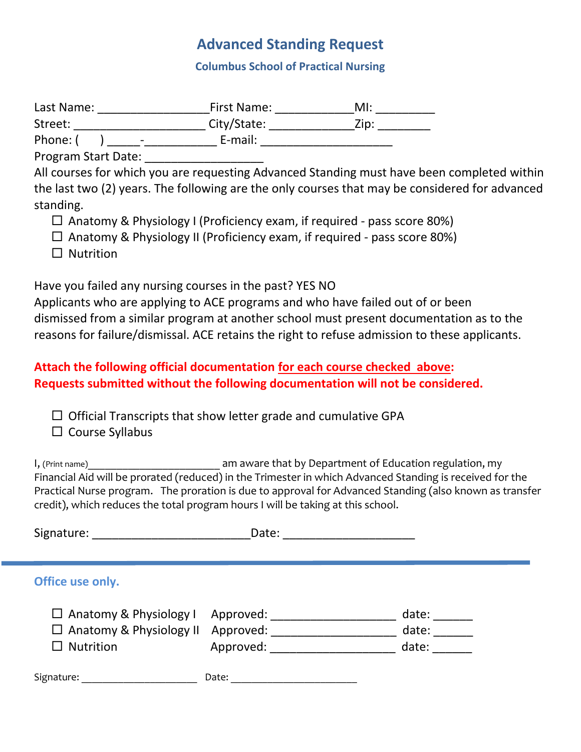# Advanced Standing Request

## Columbus School of Practical Nursing

Last Name: _________________First Name: ____________MI: _________

Street: ____________________ City/State: _____________Zip: ________

Phone: (      ) _____-___________ E-mail: ____________________

Program Start Date: __________________

All courses for which you are requesting Advanced Standing must have been completed within the last two (2) years. The following are the only courses that may be considered for advanced standing.

- ☐ Anatomy & Physiology I (Proficiency exam, if required - pass score 80%)
- ☐ Anatomy & Physiology II (Proficiency exam, if required - pass score 80%)
- ☐ Nutrition

Have you failed any nursing courses in the past? YES NO

Applicants who are applying to ACE programs and who have failed out of or been dismissed from a similar program at another school must present documentation as to the reasons for failure/dismissal. ACE retains the right to refuse admission to these applicants.

**Attach the following official documentation for each course checked above:**
**Requests submitted without the following documentation will not be considered.**

- ☐ Official Transcripts that show letter grade and cumulative GPA
- ☐ Course Syllabus

I, (Print name)______________________ am aware that by Department of Education regulation, my Financial Aid will be prorated (reduced) in the Trimester in which Advanced Standing is received for the Practical Nurse program. The proration is due to approval for Advanced Standing (also known as transfer credit), which reduces the total program hours I will be taking at this school.

Signature: ________________________Date: ____________________

---

### Office use only.

- ☐ Anatomy & Physiology I Approved: ___________________ date: ______
- ☐ Anatomy & Physiology II Approved: ___________________ date: ______
- ☐ Nutrition Approved: ___________________ date: ______

Signature: ____________________ Date: ______________________